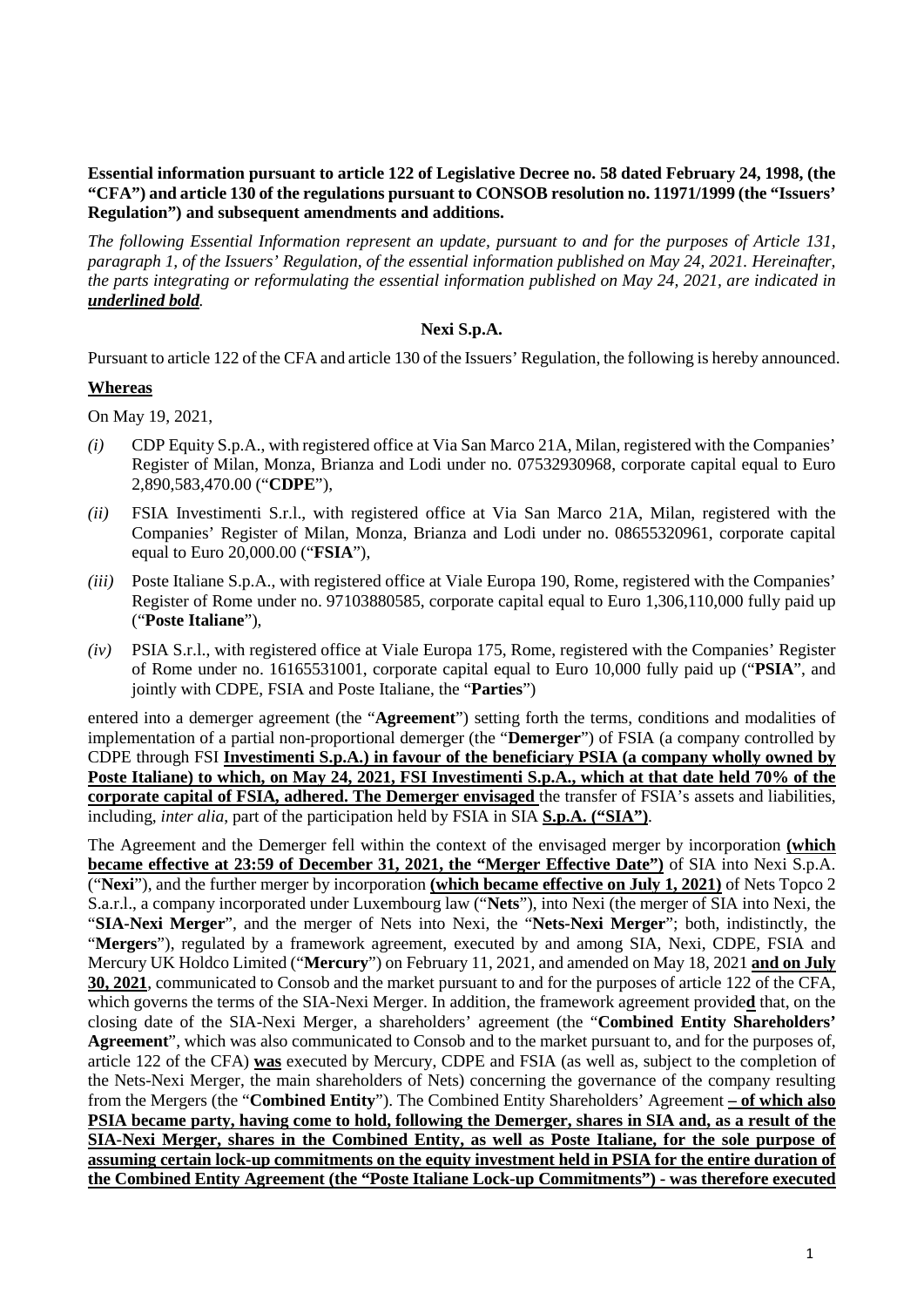**Essential information pursuant to article 122 of Legislative Decree no. 58 dated February 24, 1998, (the "CFA") and article 130 of the regulations pursuant to CONSOB resolution no. 11971/1999 (the "Issuers' Regulation") and subsequent amendments and additions.**

*The following Essential Information represent an update, pursuant to and for the purposes of Article 131, paragraph 1, of the Issuers' Regulation, of the essential information published on May 24, 2021. Hereinafter, the parts integrating or reformulating the essential information published on May 24, 2021, are indicated in* ***underlined bold****.*

**Nexi S.p.A.**

Pursuant to article 122 of the CFA and article 130 of the Issuers' Regulation, the following is hereby announced.

**Whereas**

On May 19, 2021,

*(i)* CDP Equity S.p.A., with registered office at Via San Marco 21A, Milan, registered with the Companies' Register of Milan, Monza, Brianza and Lodi under no. 07532930968, corporate capital equal to Euro 2,890,583,470.00 ("**CDPE**"),

*(ii)* FSIA Investimenti S.r.l., with registered office at Via San Marco 21A, Milan, registered with the Companies' Register of Milan, Monza, Brianza and Lodi under no. 08655320961, corporate capital equal to Euro 20,000.00 ("**FSIA**"),

*(iii)* Poste Italiane S.p.A., with registered office at Viale Europa 190, Rome, registered with the Companies' Register of Rome under no. 97103880585, corporate capital equal to Euro 1,306,110,000 fully paid up ("**Poste Italiane**"),

*(iv)* PSIA S.r.l., with registered office at Viale Europa 175, Rome, registered with the Companies' Register of Rome under no. 16165531001, corporate capital equal to Euro 10,000 fully paid up ("**PSIA**", and jointly with CDPE, FSIA and Poste Italiane, the "**Parties**")

entered into a demerger agreement (the "**Agreement**") setting forth the terms, conditions and modalities of implementation of a partial non-proportional demerger (the "**Demerger**") of FSIA (a company controlled by CDPE through FSI **Investimenti S.p.A.) in favour of the beneficiary PSIA (a company wholly owned by Poste Italiane) to which, on May 24, 2021, FSI Investimenti S.p.A., which at that date held 70% of the corporate capital of FSIA, adhered. The Demerger envisaged** the transfer of FSIA's assets and liabilities, including, *inter alia*, part of the participation held by FSIA in SIA **S.p.A. ("SIA")**.

The Agreement and the Demerger fell within the context of the envisaged merger by incorporation **(which became effective at 23:59 of December 31, 2021, the "Merger Effective Date")** of SIA into Nexi S.p.A. ("**Nexi**"), and the further merger by incorporation **(which became effective on July 1, 2021)** of Nets Topco 2 S.a.r.l., a company incorporated under Luxembourg law ("**Nets**"), into Nexi (the merger of SIA into Nexi, the "**SIA-Nexi Merger**", and the merger of Nets into Nexi, the "**Nets-Nexi Merger**"; both, indistinctly, the "**Mergers**"), regulated by a framework agreement, executed by and among SIA, Nexi, CDPE, FSIA and Mercury UK Holdco Limited ("**Mercury**") on February 11, 2021, and amended on May 18, 2021 **and on July 30, 2021**, communicated to Consob and the market pursuant to and for the purposes of article 122 of the CFA, which governs the terms of the SIA-Nexi Merger. In addition, the framework agreement provide**d** that, on the closing date of the SIA-Nexi Merger, a shareholders' agreement (the "**Combined Entity Shareholders' Agreement**", which was also communicated to Consob and to the market pursuant to, and for the purposes of, article 122 of the CFA) **was** executed by Mercury, CDPE and FSIA (as well as, subject to the completion of the Nets-Nexi Merger, the main shareholders of Nets) concerning the governance of the company resulting from the Mergers (the "**Combined Entity**"). The Combined Entity Shareholders' Agreement **– of which also PSIA became party, having come to hold, following the Demerger, shares in SIA and, as a result of the SIA-Nexi Merger, shares in the Combined Entity, as well as Poste Italiane, for the sole purpose of assuming certain lock-up commitments on the equity investment held in PSIA for the entire duration of the Combined Entity Agreement (the "Poste Italiane Lock-up Commitments") - was therefore executed**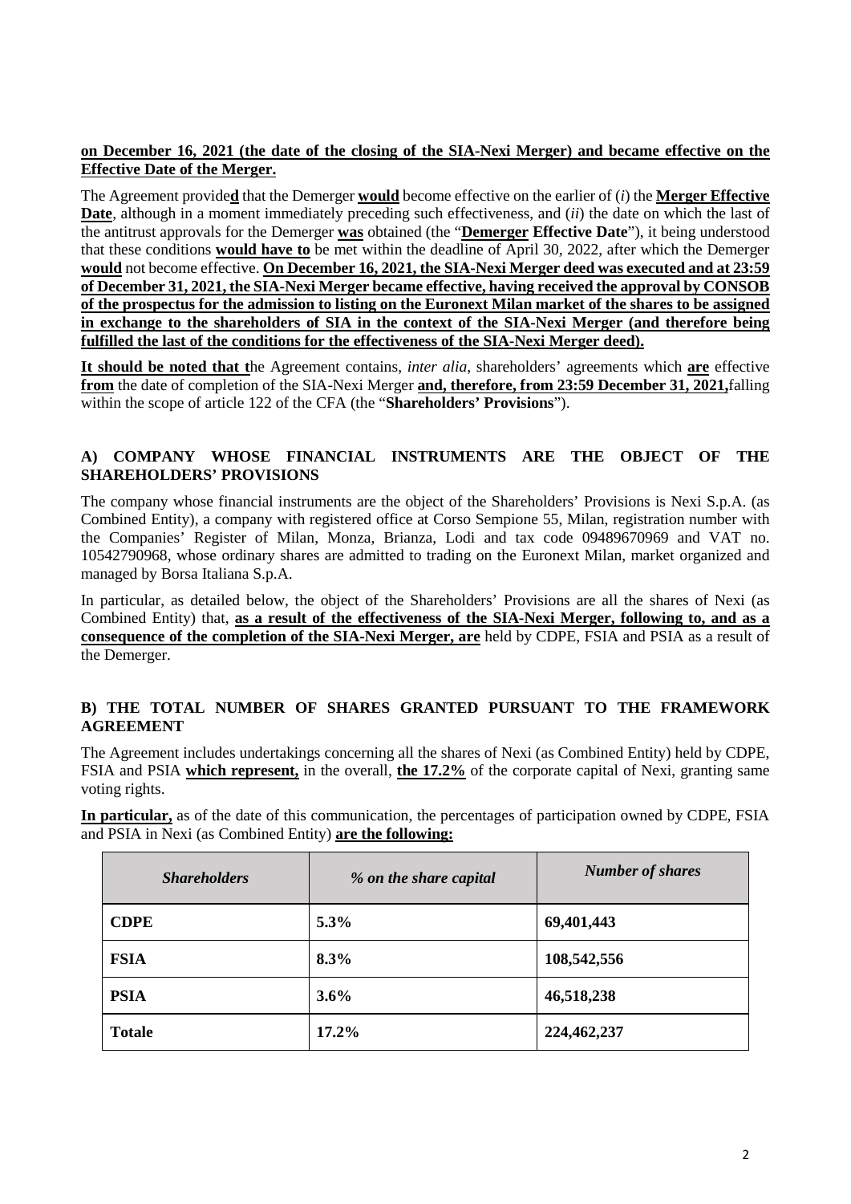**on December 16, 2021 (the date of the closing of the SIA-Nexi Merger) and became effective on the Effective Date of the Merger.**

The Agreement provide**d** that the Demerger **would** become effective on the earlier of (*i*) the **Merger Effective Date**, although in a moment immediately preceding such effectiveness, and (*ii*) the date on which the last of the antitrust approvals for the Demerger **was** obtained (the "**Demerger Effective Date**"), it being understood that these conditions **would have to** be met within the deadline of April 30, 2022, after which the Demerger **would** not become effective. **On December 16, 2021, the SIA-Nexi Merger deed was executed and at 23:59 of December 31, 2021, the SIA-Nexi Merger became effective, having received the approval by CONSOB of the prospectus for the admission to listing on the Euronext Milan market of the shares to be assigned in exchange to the shareholders of SIA in the context of the SIA-Nexi Merger (and therefore being fulfilled the last of the conditions for the effectiveness of the SIA-Nexi Merger deed).**

**It should be noted that t**he Agreement contains, *inter alia*, shareholders' agreements which **are** effective **from** the date of completion of the SIA-Nexi Merger **and, therefore, from 23:59 December 31, 2021,** falling within the scope of article 122 of the CFA (the "**Shareholders' Provisions**").

## A) COMPANY WHOSE FINANCIAL INSTRUMENTS ARE THE OBJECT OF THE SHAREHOLDERS' PROVISIONS

The company whose financial instruments are the object of the Shareholders' Provisions is Nexi S.p.A. (as Combined Entity), a company with registered office at Corso Sempione 55, Milan, registration number with the Companies' Register of Milan, Monza, Brianza, Lodi and tax code 09489670969 and VAT no. 10542790968, whose ordinary shares are admitted to trading on the Euronext Milan, market organized and managed by Borsa Italiana S.p.A.

In particular, as detailed below, the object of the Shareholders' Provisions are all the shares of Nexi (as Combined Entity) that, **as a result of the effectiveness of the SIA-Nexi Merger, following to, and as a consequence of the completion of the SIA-Nexi Merger, are** held by CDPE, FSIA and PSIA as a result of the Demerger.

## B) THE TOTAL NUMBER OF SHARES GRANTED PURSUANT TO THE FRAMEWORK AGREEMENT

The Agreement includes undertakings concerning all the shares of Nexi (as Combined Entity) held by CDPE, FSIA and PSIA **which represent,** in the overall, **the 17.2%** of the corporate capital of Nexi, granting same voting rights.

**In particular,** as of the date of this communication, the percentages of participation owned by CDPE, FSIA and PSIA in Nexi (as Combined Entity) **are the following:**

| *Shareholders* | *% on the share capital* | *Number of shares* |
|---|---|---|
| **CDPE** | **5.3%** | **69,401,443** |
| **FSIA** | **8.3%** | **108,542,556** |
| **PSIA** | **3.6%** | **46,518,238** |
| **Totale** | **17.2%** | **224,462,237** |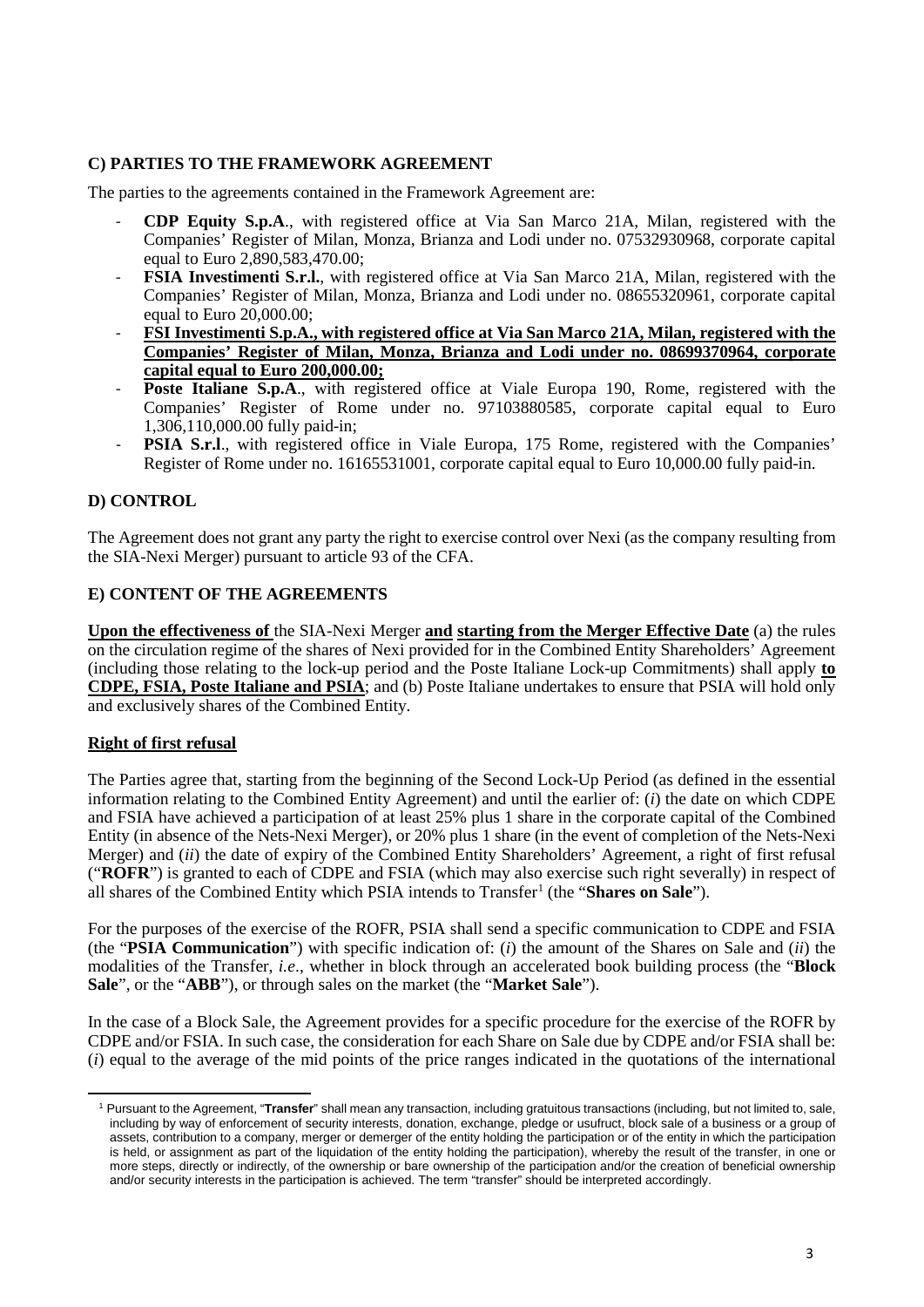### C) PARTIES TO THE FRAMEWORK AGREEMENT

The parties to the agreements contained in the Framework Agreement are:

- **CDP Equity S.p.A**., with registered office at Via San Marco 21A, Milan, registered with the Companies' Register of Milan, Monza, Brianza and Lodi under no. 07532930968, corporate capital equal to Euro 2,890,583,470.00;
- **FSIA Investimenti S.r.l.**, with registered office at Via San Marco 21A, Milan, registered with the Companies' Register of Milan, Monza, Brianza and Lodi under no. 08655320961, corporate capital equal to Euro 20,000.00;
- <u>**FSI Investimenti S.p.A., with registered office at Via San Marco 21A, Milan, registered with the Companies' Register of Milan, Monza, Brianza and Lodi under no. 08699370964, corporate capital equal to Euro 200,000.00;**</u>
- **Poste Italiane S.p.A**., with registered office at Viale Europa 190, Rome, registered with the Companies' Register of Rome under no. 97103880585, corporate capital equal to Euro 1,306,110,000.00 fully paid-in;
- **PSIA S.r.l**., with registered office in Viale Europa, 175 Rome, registered with the Companies' Register of Rome under no. 16165531001, corporate capital equal to Euro 10,000.00 fully paid-in.

### D) CONTROL

The Agreement does not grant any party the right to exercise control over Nexi (as the company resulting from the SIA-Nexi Merger) pursuant to article 93 of the CFA.

### E) CONTENT OF THE AGREEMENTS

<u>**Upon the effectiveness of**</u> the SIA-Nexi Merger <u>**and**</u> <u>**starting from the Merger Effective Date**</u> (a) the rules on the circulation regime of the shares of Nexi provided for in the Combined Entity Shareholders' Agreement (including those relating to the lock-up period and the Poste Italiane Lock-up Commitments) shall apply <u>**to CDPE, FSIA, Poste Italiane and PSIA**</u>; and (b) Poste Italiane undertakes to ensure that PSIA will hold only and exclusively shares of the Combined Entity.

<u>**Right of first refusal**</u>

The Parties agree that, starting from the beginning of the Second Lock-Up Period (as defined in the essential information relating to the Combined Entity Agreement) and until the earlier of: (*i*) the date on which CDPE and FSIA have achieved a participation of at least 25% plus 1 share in the corporate capital of the Combined Entity (in absence of the Nets-Nexi Merger), or 20% plus 1 share (in the event of completion of the Nets-Nexi Merger) and (*ii*) the date of expiry of the Combined Entity Shareholders' Agreement, a right of first refusal ("**ROFR**") is granted to each of CDPE and FSIA (which may also exercise such right severally) in respect of all shares of the Combined Entity which PSIA intends to Transfer[1] (the "**Shares on Sale**").

For the purposes of the exercise of the ROFR, PSIA shall send a specific communication to CDPE and FSIA (the "**PSIA Communication**") with specific indication of: (*i*) the amount of the Shares on Sale and (*ii*) the modalities of the Transfer, *i.e*., whether in block through an accelerated book building process (the "**Block Sale**", or the "**ABB**"), or through sales on the market (the "**Market Sale**").

In the case of a Block Sale, the Agreement provides for a specific procedure for the exercise of the ROFR by CDPE and/or FSIA. In such case, the consideration for each Share on Sale due by CDPE and/or FSIA shall be: (*i*) equal to the average of the mid points of the price ranges indicated in the quotations of the international

---

[1] Pursuant to the Agreement, "**Transfer**" shall mean any transaction, including gratuitous transactions (including, but not limited to, sale, including by way of enforcement of security interests, donation, exchange, pledge or usufruct, block sale of a business or a group of assets, contribution to a company, merger or demerger of the entity holding the participation or of the entity in which the participation is held, or assignment as part of the liquidation of the entity holding the participation), whereby the result of the transfer, in one or more steps, directly or indirectly, of the ownership or bare ownership of the participation and/or the creation of beneficial ownership and/or security interests in the participation is achieved. The term "transfer" should be interpreted accordingly.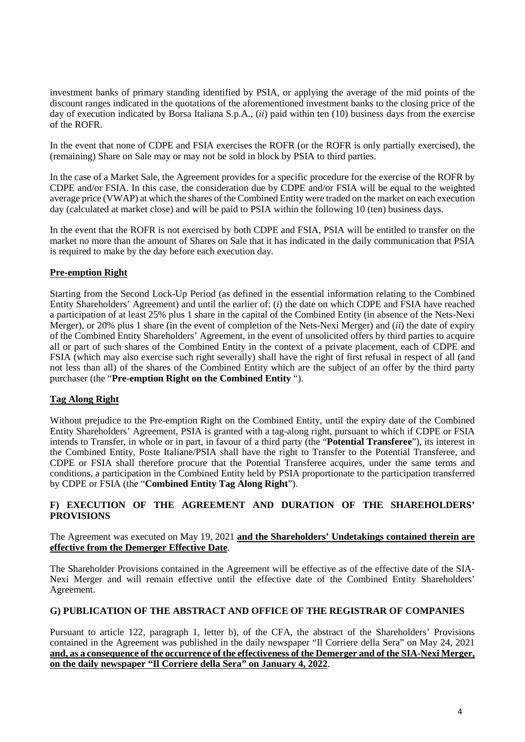investment banks of primary standing identified by PSIA, or applying the average of the mid points of the discount ranges indicated in the quotations of the aforementioned investment banks to the closing price of the day of execution indicated by Borsa Italiana S.p.A., (*ii*) paid within ten (10) business days from the exercise of the ROFR.

In the event that none of CDPE and FSIA exercises the ROFR (or the ROFR is only partially exercised), the (remaining) Share on Sale may or may not be sold in block by PSIA to third parties.

In the case of a Market Sale, the Agreement provides for a specific procedure for the exercise of the ROFR by CDPE and/or FSIA. In this case, the consideration due by CDPE and/or FSIA will be equal to the weighted average price (VWAP) at which the shares of the Combined Entity were traded on the market on each execution day (calculated at market close) and will be paid to PSIA within the following 10 (ten) business days.

In the event that the ROFR is not exercised by both CDPE and FSIA, PSIA will be entitled to transfer on the market no more than the amount of Shares on Sale that it has indicated in the daily communication that PSIA is required to make by the day before each execution day.

**Pre-emption Right**

Starting from the Second Lock-Up Period (as defined in the essential information relating to the Combined Entity Shareholders' Agreement) and until the earlier of: (*i*) the date on which CDPE and FSIA have reached a participation of at least 25% plus 1 share in the capital of the Combined Entity (in absence of the Nets-Nexi Merger), or 20% plus 1 share (in the event of completion of the Nets-Nexi Merger) and (*ii*) the date of expiry of the Combined Entity Shareholders' Agreement, in the event of unsolicited offers by third parties to acquire all or part of such shares of the Combined Entity in the context of a private placement, each of CDPE and FSIA (which may also exercise such right severally) shall have the right of first refusal in respect of all (and not less than all) of the shares of the Combined Entity which are the subject of an offer by the third party purchaser (the "**Pre-emption Right on the Combined Entity** ").

**Tag Along Right**

Without prejudice to the Pre-emption Right on the Combined Entity, until the expiry date of the Combined Entity Shareholders' Agreement, PSIA is granted with a tag-along right, pursuant to which if CDPE or FSIA intends to Transfer, in whole or in part, in favour of a third party (the "**Potential Transferee**"), its interest in the Combined Entity, Poste Italiane/PSIA shall have the right to Transfer to the Potential Transferee, and CDPE or FSIA shall therefore procure that the Potential Transferee acquires, under the same terms and conditions, a participation in the Combined Entity held by PSIA proportionate to the participation transferred by CDPE or FSIA (the "**Combined Entity Tag Along Right**").

## F) EXECUTION OF THE AGREEMENT AND DURATION OF THE SHAREHOLDERS' PROVISIONS

The Agreement was executed on May 19, 2021 **and the Shareholders' Undetakings contained therein are effective from the Demerger Effective Date**.

The Shareholder Provisions contained in the Agreement will be effective as of the effective date of the SIA-Nexi Merger and will remain effective until the effective date of the Combined Entity Shareholders' Agreement.

## G) PUBLICATION OF THE ABSTRACT AND OFFICE OF THE REGISTRAR OF COMPANIES

Pursuant to article 122, paragraph 1, letter b), of the CFA, the abstract of the Shareholders' Provisions contained in the Agreement was published in the daily newspaper "Il Corriere della Sera" on May 24, 2021 **and, as a consequence of the occurrence of the effectiveness of the Demerger and of the SIA-Nexi Merger, on the daily newspaper "Il Corriere della Sera" on January 4, 2022**.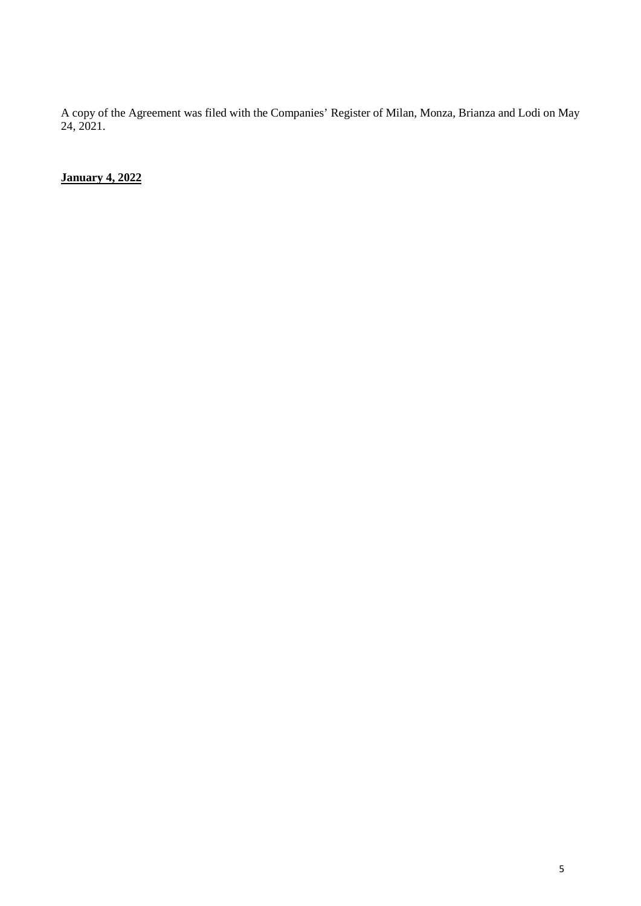A copy of the Agreement was filed with the Companies' Register of Milan, Monza, Brianza and Lodi on May 24, 2021.

**January 4, 2022**